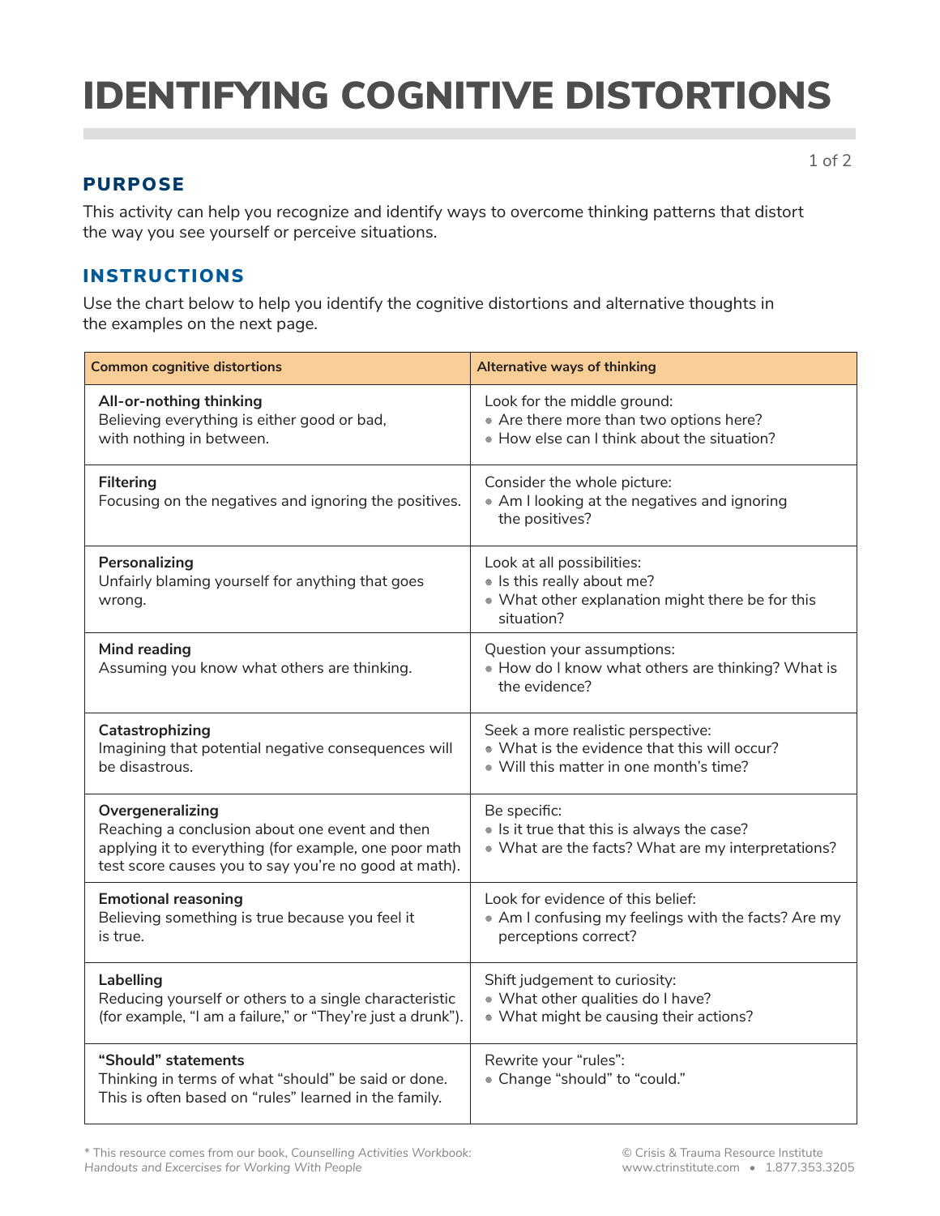# IDENTIFYING COGNITIVE DISTORTIONS

## PURPOSE

This activity can help you recognize and identify ways to overcome thinking patterns that distort the way you see yourself or perceive situations.

## INSTRUCTIONS

Use the chart below to help you identify the cognitive distortions and alternative thoughts in the examples on the next page.

| Common cognitive distortions | Alternative ways of thinking |
|---|---|
| **All-or-nothing thinking**<br>Believing everything is either good or bad, with nothing in between. | Look for the middle ground:<br>• Are there more than two options here?<br>• How else can I think about the situation? |
| **Filtering**<br>Focusing on the negatives and ignoring the positives. | Consider the whole picture:<br>• Am I looking at the negatives and ignoring the positives? |
| **Personalizing**<br>Unfairly blaming yourself for anything that goes wrong. | Look at all possibilities:<br>• Is this really about me?<br>• What other explanation might there be for this situation? |
| **Mind reading**<br>Assuming you know what others are thinking. | Question your assumptions:<br>• How do I know what others are thinking? What is the evidence? |
| **Catastrophizing**<br>Imagining that potential negative consequences will be disastrous. | Seek a more realistic perspective:<br>• What is the evidence that this will occur?<br>• Will this matter in one month's time? |
| **Overgeneralizing**<br>Reaching a conclusion about one event and then applying it to everything (for example, one poor math test score causes you to say you're no good at math). | Be specific:<br>• Is it true that this is always the case?<br>• What are the facts? What are my interpretations? |
| **Emotional reasoning**<br>Believing something is true because you feel it is true. | Look for evidence of this belief:<br>• Am I confusing my feelings with the facts? Are my perceptions correct? |
| **Labelling**<br>Reducing yourself or others to a single characteristic (for example, "I am a failure," or "They're just a drunk"). | Shift judgement to curiosity:<br>• What other qualities do I have?<br>• What might be causing their actions? |
| **"Should" statements**<br>Thinking in terms of what "should" be said or done. This is often based on "rules" learned in the family. | Rewrite your "rules":<br>• Change "should" to "could." |

* This resource comes from our book, *Counselling Activities Workbook: Handouts and Excercises for Working With People*

© Crisis & Trauma Resource Institute
www.ctrinstitute.com • 1.877.353.3205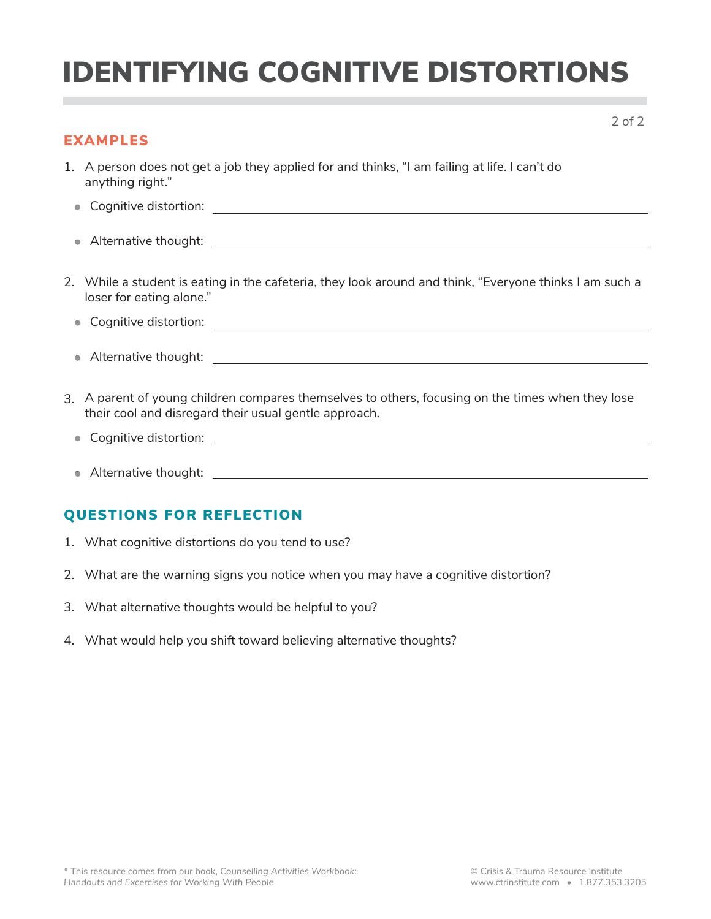# IDENTIFYING COGNITIVE DISTORTIONS

## EXAMPLES

1. A person does not get a job they applied for and thinks, “I am failing at life. I can’t do anything right.”
   - Cognitive distortion: ______________________________
   - Alternative thought: ______________________________

2. While a student is eating in the cafeteria, they look around and think, “Everyone thinks I am such a loser for eating alone.”
   - Cognitive distortion: ______________________________
   - Alternative thought: ______________________________

3. A parent of young children compares themselves to others, focusing on the times when they lose their cool and disregard their usual gentle approach.
   - Cognitive distortion: ______________________________
   - Alternative thought: ______________________________

## QUESTIONS FOR REFLECTION

1. What cognitive distortions do you tend to use?
2. What are the warning signs you notice when you may have a cognitive distortion?
3. What alternative thoughts would be helpful to you?
4. What would help you shift toward believing alternative thoughts?

* This resource comes from our book, *Counselling Activities Workbook: Handouts and Excercises for Working With People*

© Crisis & Trauma Resource Institute
www.ctrinstitute.com • 1.877.353.3205